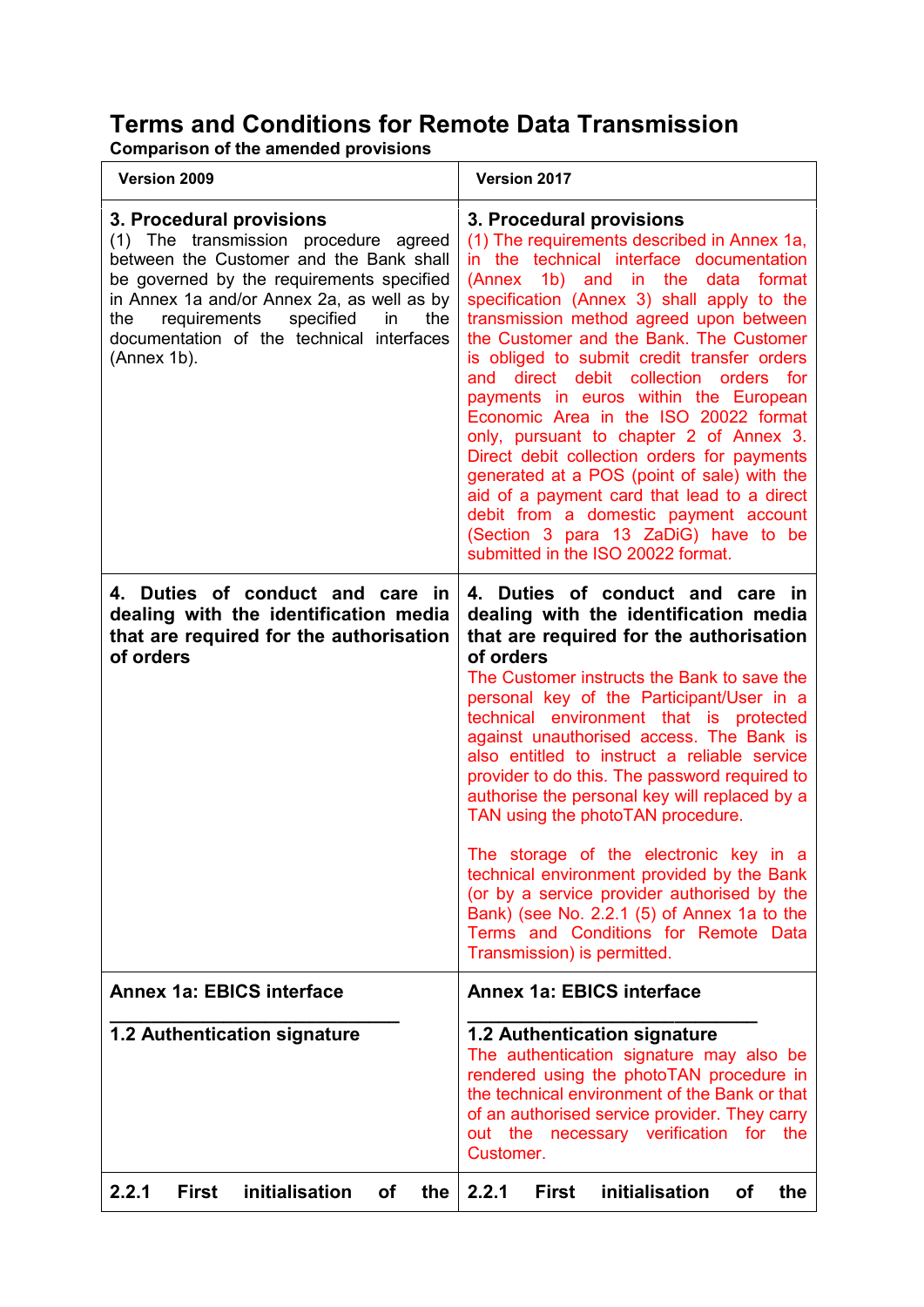# Terms and Conditions for Remote Data Transmission

**Comparison of the amended provisions**

| Version 2009 | Version 2017 |
|---|---|
| **3. Procedural provisions**<br>(1) The transmission procedure agreed between the Customer and the Bank shall be governed by the requirements specified in Annex 1a and/or Annex 2a, as well as by the requirements specified in the documentation of the technical interfaces (Annex 1b). | **3. Procedural provisions**<br>(1) The requirements described in Annex 1a, in the technical interface documentation (Annex 1b) and in the data format specification (Annex 3) shall apply to the transmission method agreed upon between the Customer and the Bank. The Customer is obliged to submit credit transfer orders and direct debit collection orders for payments in euros within the European Economic Area in the ISO 20022 format only, pursuant to chapter 2 of Annex 3. Direct debit collection orders for payments generated at a POS (point of sale) with the aid of a payment card that lead to a direct debit from a domestic payment account (Section 3 para 13 ZaDiG) have to be submitted in the ISO 20022 format. |
| **4. Duties of conduct and care in dealing with the identification media that are required for the authorisation of orders** | **4. Duties of conduct and care in dealing with the identification media that are required for the authorisation of orders**<br>The Customer instructs the Bank to save the personal key of the Participant/User in a technical environment that is protected against unauthorised access. The Bank is also entitled to instruct a reliable service provider to do this. The password required to authorise the personal key will replaced by a TAN using the photoTAN procedure.<br><br>The storage of the electronic key in a technical environment provided by the Bank (or by a service provider authorised by the Bank) (see No. 2.2.1 (5) of Annex 1a to the Terms and Conditions for Remote Data Transmission) is permitted. |
| **Annex 1a: EBICS interface**<br>\_\_\_\_\_\_\_\_\_\_\_\_\_\_\_\_\_\_\_\_\_\_\_\_\_\_\_\_<br>**1.2 Authentication signature** | **Annex 1a: EBICS interface**<br>\_\_\_\_\_\_\_\_\_\_\_\_\_\_\_\_\_\_\_\_\_\_\_\_\_\_\_\_<br>**1.2 Authentication signature**<br>The authentication signature may also be rendered using the photoTAN procedure in the technical environment of the Bank or that of an authorised service provider. They carry out the necessary verification for the Customer. |
| **2.2.1 First initialisation of the** | **2.2.1 First initialisation of the** |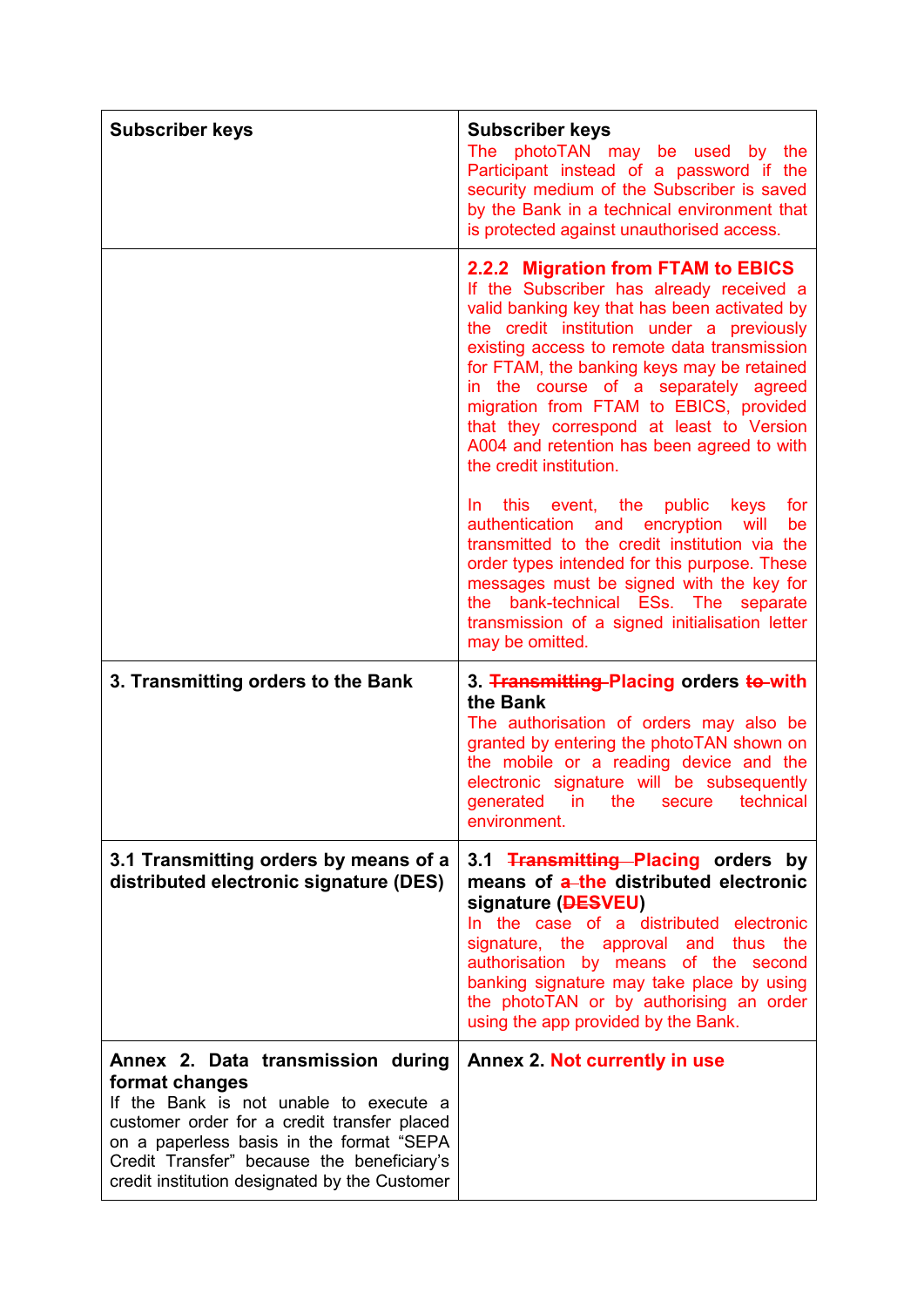| Subscriber keys | Subscriber keys<br>The photoTAN may be used by the Participant instead of a password if the security medium of the Subscriber is saved by the Bank in a technical environment that is protected against unauthorised access. |
|---|---|
| | **2.2.2 Migration from FTAM to EBICS**<br>If the Subscriber has already received a valid banking key that has been activated by the credit institution under a previously existing access to remote data transmission for FTAM, the banking keys may be retained in the course of a separately agreed migration from FTAM to EBICS, provided that they correspond at least to Version A004 and retention has been agreed to with the credit institution.<br><br>In this event, the public keys for authentication and encryption will be transmitted to the credit institution via the order types intended for this purpose. These messages must be signed with the key for the bank-technical ESs. The separate transmission of a signed initialisation letter may be omitted. |
| **3. Transmitting orders to the Bank** | **3. ~~Transmitting~~ Placing orders ~~to~~ with the Bank**<br>The authorisation of orders may also be granted by entering the photoTAN shown on the mobile or a reading device and the electronic signature will be subsequently generated in the secure technical environment. |
| **3.1 Transmitting orders by means of a distributed electronic signature (DES)** | **3.1 ~~Transmitting~~ Placing orders by means of ~~a~~ the distributed electronic signature (~~DES~~VEU)**<br>In the case of a distributed electronic signature, the approval and thus the authorisation by means of the second banking signature may take place by using the photoTAN or by authorising an order using the app provided by the Bank. |
| **Annex 2. Data transmission during format changes**<br>If the Bank is not unable to execute a customer order for a credit transfer placed on a paperless basis in the format "SEPA Credit Transfer" because the beneficiary's credit institution designated by the Customer | **Annex 2. Not currently in use** |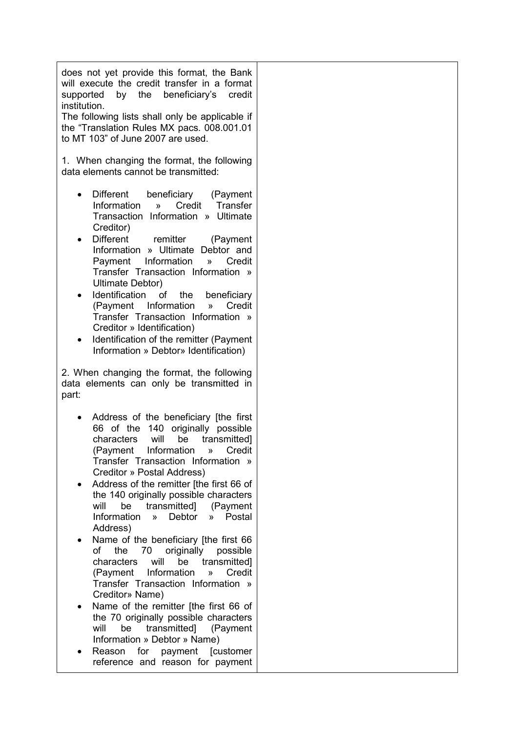| | |
|---|---|
| does not yet provide this format, the Bank will execute the credit transfer in a format supported by the beneficiary's credit institution.<br>The following lists shall only be applicable if the "Translation Rules MX pacs. 008.001.01 to MT 103" of June 2007 are used.<br><br>1. When changing the format, the following data elements cannot be transmitted:<br><br>• Different beneficiary (Payment Information » Credit Transfer Transaction Information » Ultimate Creditor)<br>• Different remitter (Payment Information » Ultimate Debtor and Payment Information » Credit Transfer Transaction Information » Ultimate Debtor)<br>• Identification of the beneficiary (Payment Information » Credit Transfer Transaction Information » Creditor » Identification)<br>• Identification of the remitter (Payment Information » Debtor» Identification)<br><br>2. When changing the format, the following data elements can only be transmitted in part:<br><br>• Address of the beneficiary [the first 66 of the 140 originally possible characters will be transmitted] (Payment Information » Credit Transfer Transaction Information » Creditor » Postal Address)<br>• Address of the remitter [the first 66 of the 140 originally possible characters will be transmitted] (Payment Information » Debtor » Postal Address)<br>• Name of the beneficiary [the first 66 of the 70 originally possible characters will be transmitted] (Payment Information » Credit Transfer Transaction Information » Creditor» Name)<br>• Name of the remitter [the first 66 of the 70 originally possible characters will be transmitted] (Payment Information » Debtor » Name)<br>• Reason for payment [customer reference and reason for payment | |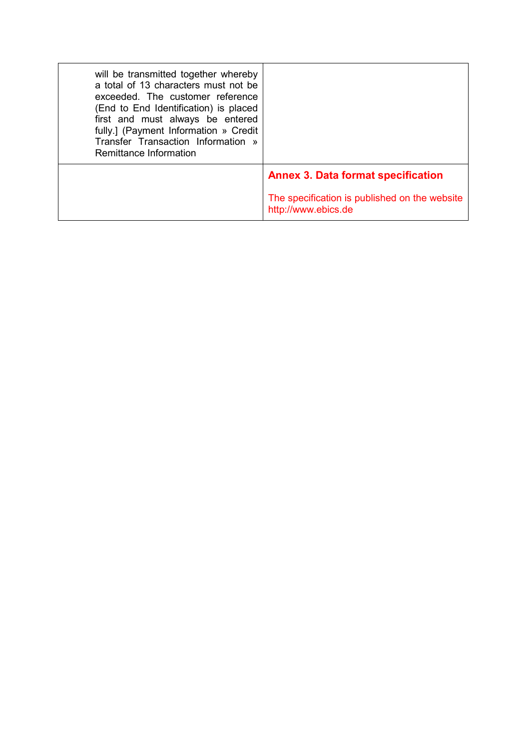| | |
|---|---|
| will be transmitted together whereby a total of 13 characters must not be exceeded. The customer reference (End to End Identification) is placed first and must always be entered fully.] (Payment Information » Credit Transfer Transaction Information » Remittance Information | |
| | **Annex 3. Data format specification**<br><br>The specification is published on the website http://www.ebics.de |